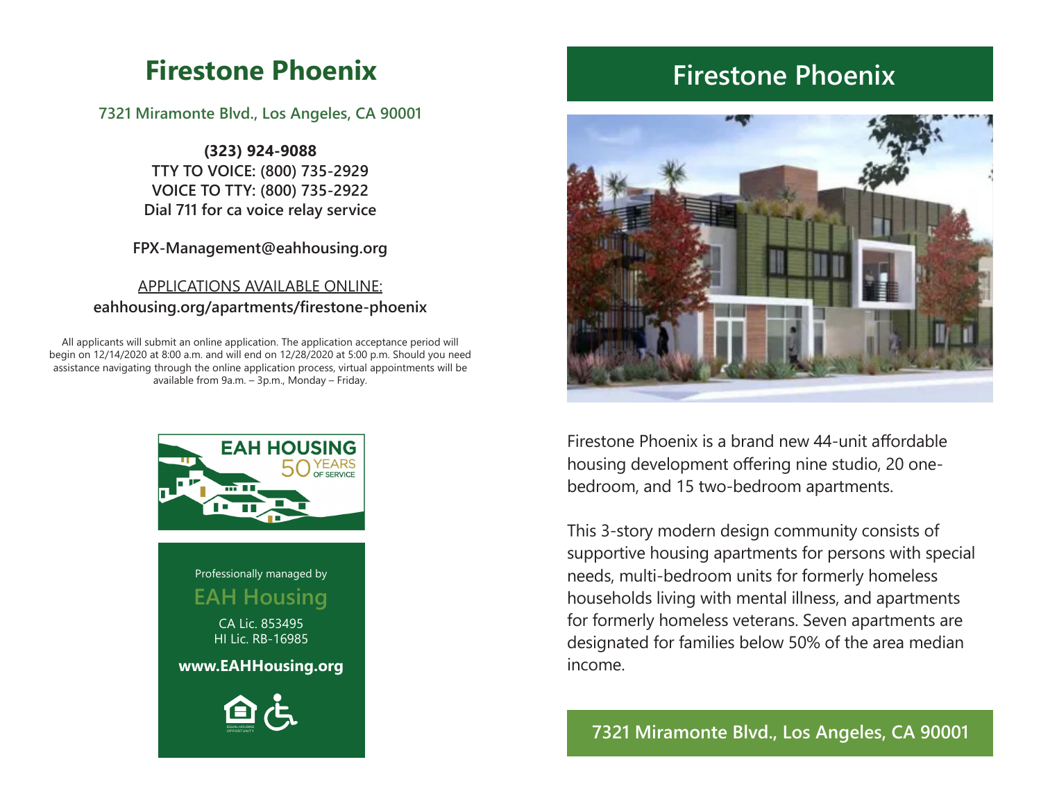# Firestone Phoenix

7321 Miramonte Blvd., Los Angeles, CA 90001

**(323) 924-9088**
**TTY TO VOICE: (800) 735-2929**
**VOICE TO TTY: (800) 735-2922**
**Dial 711 for ca voice relay service**

**FPX-Management@eahhousing.org**

APPLICATIONS AVAILABLE ONLINE:
**eahhousing.org/apartments/firestone-phoenix**

All applicants will submit an online application. The application acceptance period will begin on 12/14/2020 at 8:00 a.m. and will end on 12/28/2020 at 5:00 p.m. Should you need assistance navigating through the online application process, virtual appointments will be available from 9a.m. – 3p.m., Monday – Friday.

EAH HOUSING 50 YEARS OF SERVICE

Professionally managed by

EAH Housing

CA Lic. 853495
HI Lic. RB-16985

**www.EAHHousing.org**

EQUAL HOUSING OPPORTUNITY

# Firestone Phoenix

Firestone Phoenix is a brand new 44-unit affordable housing development offering nine studio, 20 one-bedroom, and 15 two-bedroom apartments.

This 3-story modern design community consists of supportive housing apartments for persons with special needs, multi-bedroom units for formerly homeless households living with mental illness, and apartments for formerly homeless veterans. Seven apartments are designated for families below 50% of the area median income.

**7321 Miramonte Blvd., Los Angeles, CA 90001**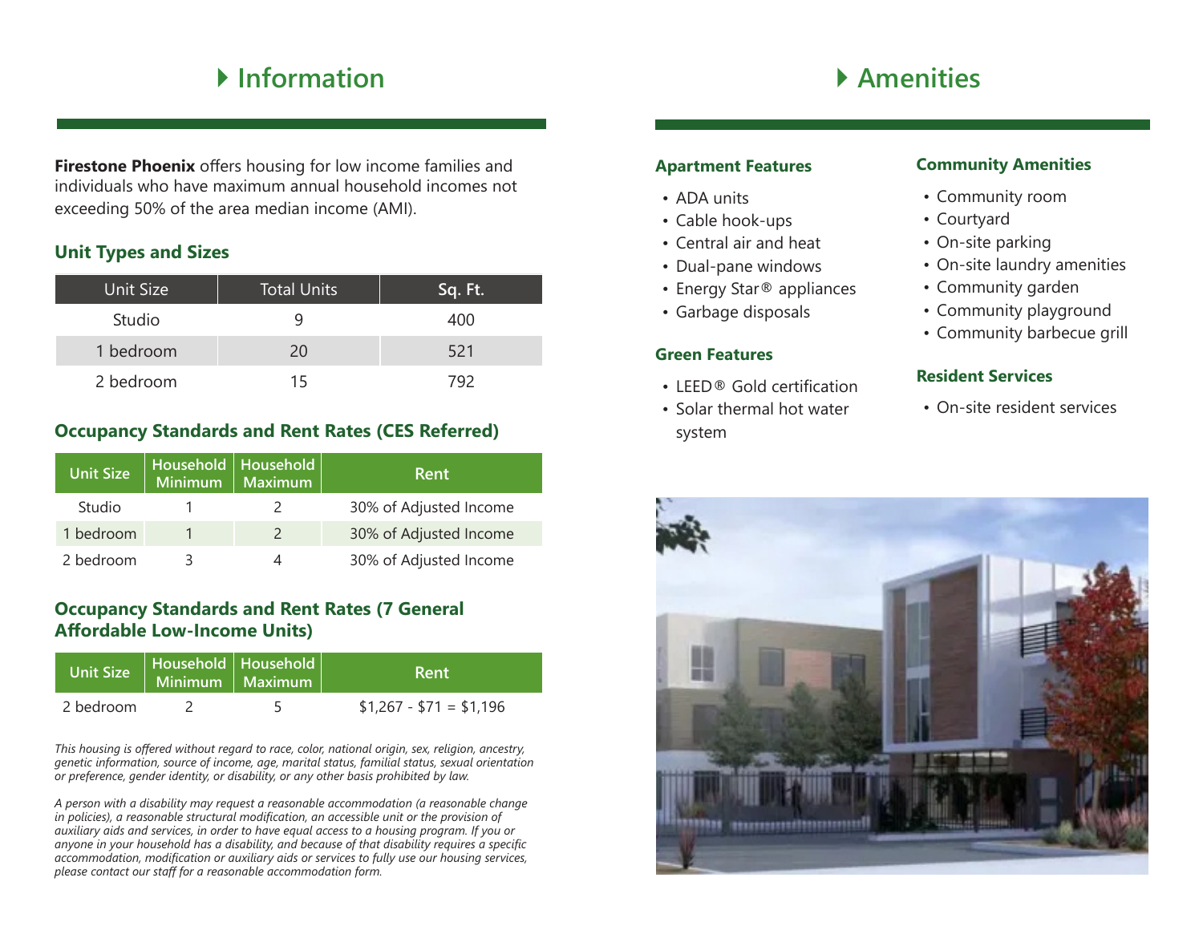## Information

**Firestone Phoenix** offers housing for low income families and individuals who have maximum annual household incomes not exceeding 50% of the area median income (AMI).

### Unit Types and Sizes

| Unit Size | Total Units | Sq. Ft. |
|---|---|---|
| Studio | 9 | 400 |
| 1 bedroom | 20 | 521 |
| 2 bedroom | 15 | 792 |

### Occupancy Standards and Rent Rates (CES Referred)

| Unit Size | Household Minimum | Household Maximum | Rent |
|---|---|---|---|
| Studio | 1 | 2 | 30% of Adjusted Income |
| 1 bedroom | 1 | 2 | 30% of Adjusted Income |
| 2 bedroom | 3 | 4 | 30% of Adjusted Income |

### Occupancy Standards and Rent Rates (7 General Affordable Low-Income Units)

| Unit Size | Household Minimum | Household Maximum | Rent |
|---|---|---|---|
| 2 bedroom | 2 | 5 | $1,267 - $71 = $1,196 |

*This housing is offered without regard to race, color, national origin, sex, religion, ancestry, genetic information, source of income, age, marital status, familial status, sexual orientation or preference, gender identity, or disability, or any other basis prohibited by law.*

*A person with a disability may request a reasonable accommodation (a reasonable change in policies), a reasonable structural modification, an accessible unit or the provision of auxiliary aids and services, in order to have equal access to a housing program. If you or anyone in your household has a disability, and because of that disability requires a specific accommodation, modification or auxiliary aids or services to fully use our housing services, please contact our staff for a reasonable accommodation form.*

## Amenities

### Apartment Features

- ADA units
- Cable hook-ups
- Central air and heat
- Dual-pane windows
- Energy Star® appliances
- Garbage disposals

### Green Features

- LEED® Gold certification
- Solar thermal hot water system

### Community Amenities

- Community room
- Courtyard
- On-site parking
- On-site laundry amenities
- Community garden
- Community playground
- Community barbecue grill

### Resident Services

- On-site resident services